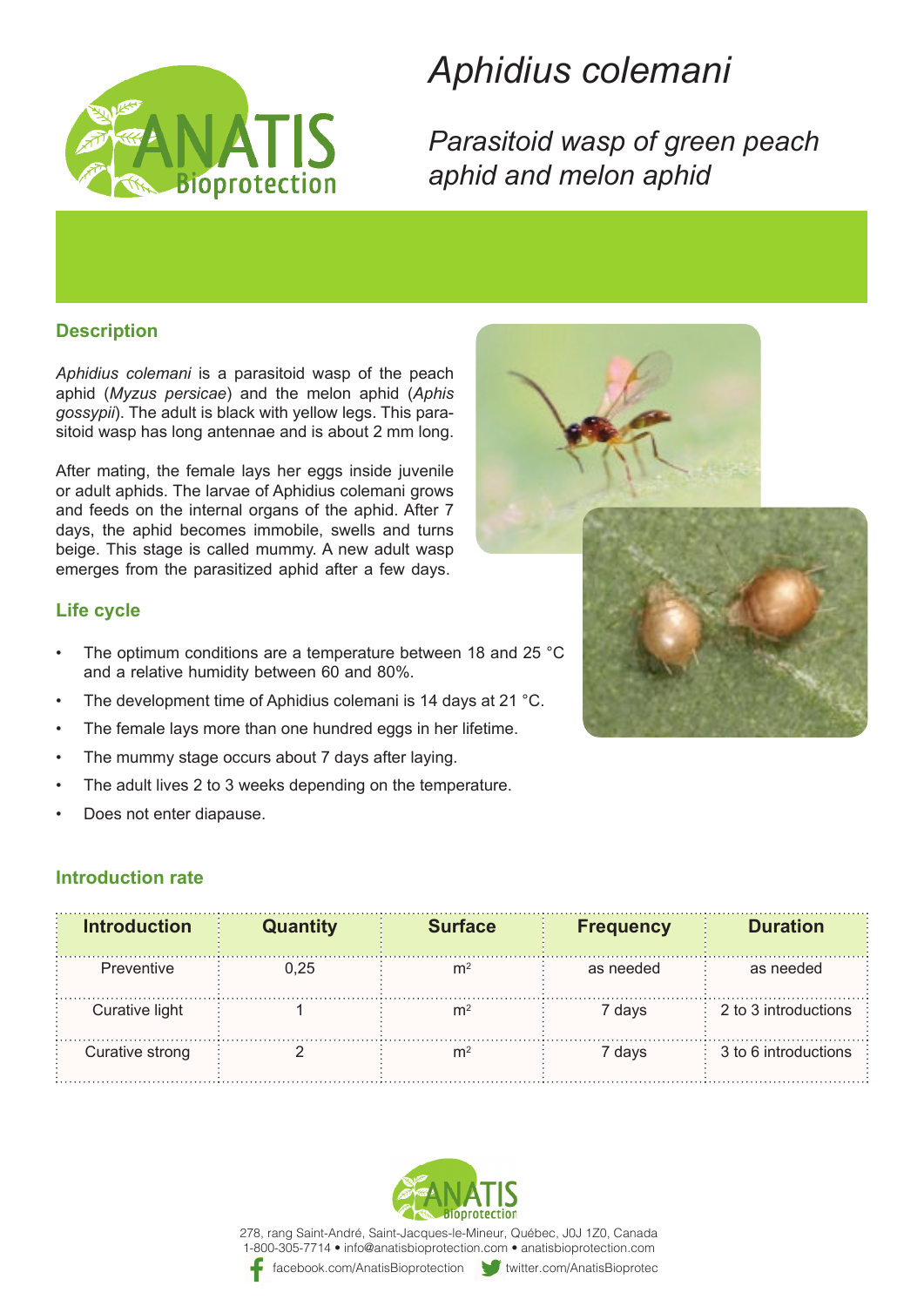# *Aphidius colemani*

## *Parasitoid wasp of green peach aphid and melon aphid*

### Description

*Aphidius colemani* is a parasitoid wasp of the peach aphid (*Myzus persicae*) and the melon aphid (*Aphis gossypii*). The adult is black with yellow legs. This parasitoid wasp has long antennae and is about 2 mm long.

After mating, the female lays her eggs inside juvenile or adult aphids. The larvae of Aphidius colemani grows and feeds on the internal organs of the aphid. After 7 days, the aphid becomes immobile, swells and turns beige. This stage is called mummy. A new adult wasp emerges from the parasitized aphid after a few days.

### Life cycle

- The optimum conditions are a temperature between 18 and 25 °C and a relative humidity between 60 and 80%.
- The development time of Aphidius colemani is 14 days at 21 °C.
- The female lays more than one hundred eggs in her lifetime.
- The mummy stage occurs about 7 days after laying.
- The adult lives 2 to 3 weeks depending on the temperature.
- Does not enter diapause.

### Introduction rate

| Introduction | Quantity | Surface | Frequency | Duration |
|---|---|---|---|---|
| Preventive | 0,25 | $m^2$ | as needed | as needed |
| Curative light | 1 | $m^2$ | 7 days | 2 to 3 introductions |
| Curative strong | 2 | $m^2$ | 7 days | 3 to 6 introductions |

278, rang Saint-André, Saint-Jacques-le-Mineur, Québec, J0J 1Z0, Canada
1-800-305-7714 • info@anatisbioprotection.com • anatisbioprotection.com
facebook.com/AnatisBioprotection twitter.com/AnatisBioprotec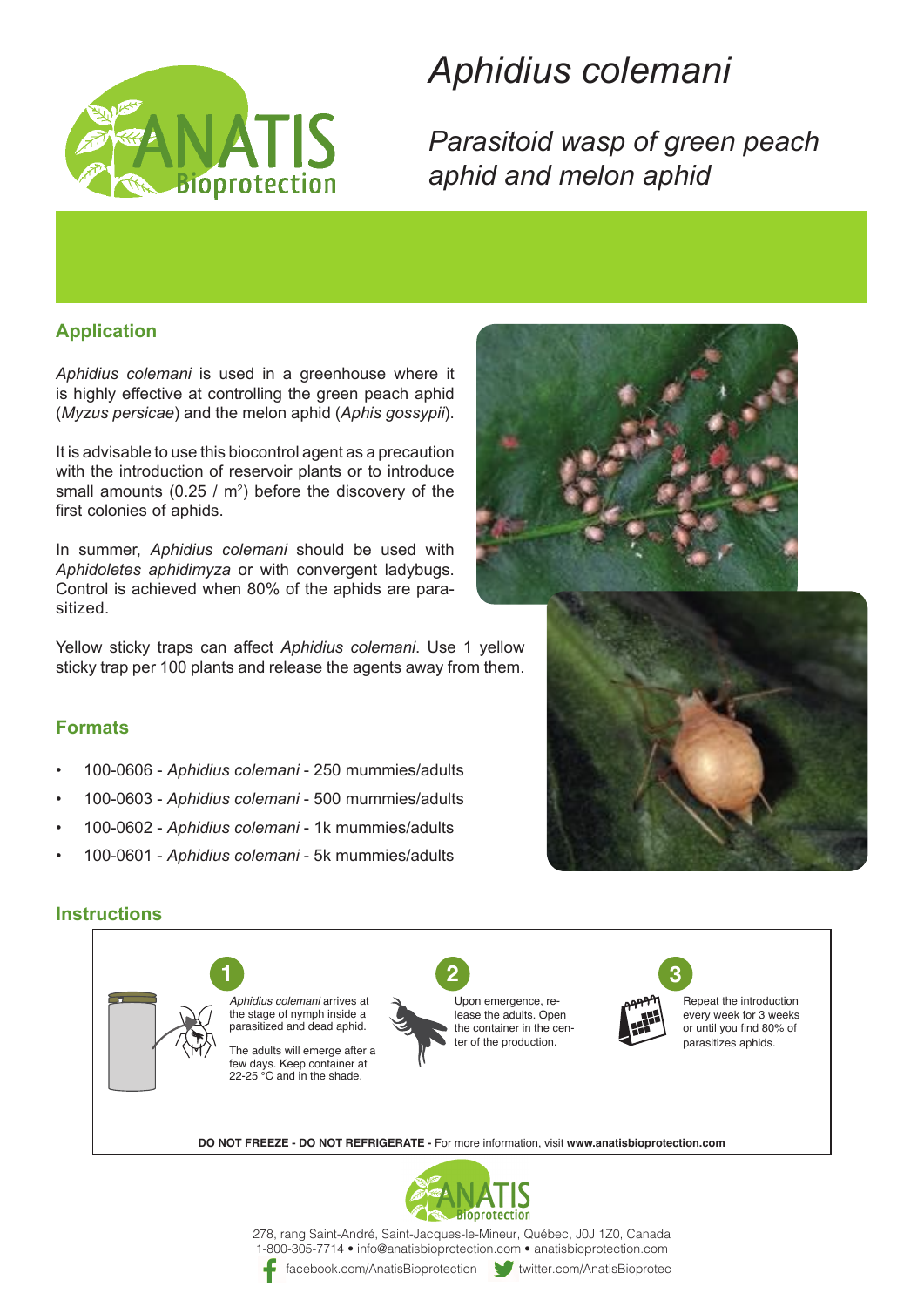# *Aphidius colemani*

## *Parasitoid wasp of green peach aphid and melon aphid*

### Application

*Aphidius colemani* is used in a greenhouse where it is highly effective at controlling the green peach aphid (*Myzus persicae*) and the melon aphid (*Aphis gossypii*).

It is advisable to use this biocontrol agent as a precaution with the introduction of reservoir plants or to introduce small amounts (0.25 / $m^2$) before the discovery of the first colonies of aphids.

In summer, *Aphidius colemani* should be used with *Aphidoletes aphidimyza* or with convergent ladybugs. Control is achieved when 80% of the aphids are parasitized.

Yellow sticky traps can affect *Aphidius colemani*. Use 1 yellow sticky trap per 100 plants and release the agents away from them.

### Formats

- 100-0606 - *Aphidius colemani* - 250 mummies/adults
- 100-0603 - *Aphidius colemani* - 500 mummies/adults
- 100-0602 - *Aphidius colemani* - 1k mummies/adults
- 100-0601 - *Aphidius colemani* - 5k mummies/adults

### Instructions

1. *Aphidius colemani* arrives at the stage of nymph inside a parasitized and dead aphid.

   The adults will emerge after a few days. Keep container at 22-25 °C and in the shade.

2. Upon emergence, release the adults. Open the container in the center of the production.

3. Repeat the introduction every week for 3 weeks or until you find 80% of parasitizes aphids.

**DO NOT FREEZE - DO NOT REFRIGERATE -** For more information, visit **www.anatisbioprotection.com**

ANATIS Bioprotection

278, rang Saint-André, Saint-Jacques-le-Mineur, Québec, J0J 1Z0, Canada
1-800-305-7714 • info@anatisbioprotection.com • anatisbioprotection.com

facebook.com/AnatisBioprotection twitter.com/AnatisBioprotec